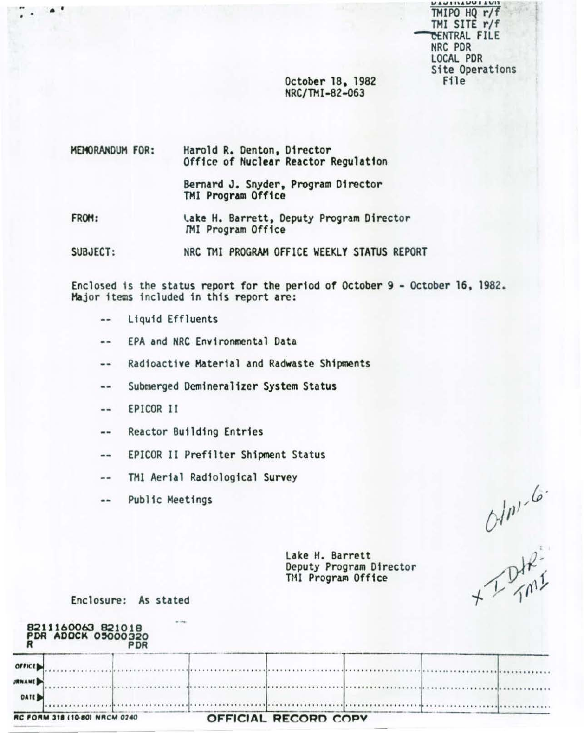DISTRIBUTION
TMIPO HQ r/f
TMI SITE r/f
CENTRAL FILE
NRC PDR
LOCAL PDR
Site Operations File

October 18, 1982
NRC/TMI-82-063

MEMORANDUM FOR: Harold R. Denton, Director
Office of Nuclear Reactor Regulation

Bernard J. Snyder, Program Director
TMI Program Office

FROM: Lake H. Barrett, Deputy Program Director
TMI Program Office

SUBJECT: NRC TMI PROGRAM OFFICE WEEKLY STATUS REPORT

Enclosed is the status report for the period of October 9 - October 16, 1982. Major items included in this report are:

- -- Liquid Effluents
- -- EPA and NRC Environmental Data
- -- Radioactive Material and Radwaste Shipments
- -- Submerged Demineralizer System Status
- -- EPICOR II
- -- Reactor Building Entries
- -- EPICOR II Prefilter Shipment Status
- -- TMI Aerial Radiological Survey
- -- Public Meetings

Lake H. Barrett
Deputy Program Director
TMI Program Office

Enclosure: As stated

8211160063 821018
PDR ADOCK 05000320
R PDR

| OFFICE | | | | | | |
|---|---|---|---|---|---|---|
| SURNAME | | | | | | |
| DATE | | | | | | |

NRC FORM 318 (10-80) NRCM 0240 OFFICIAL RECORD COPY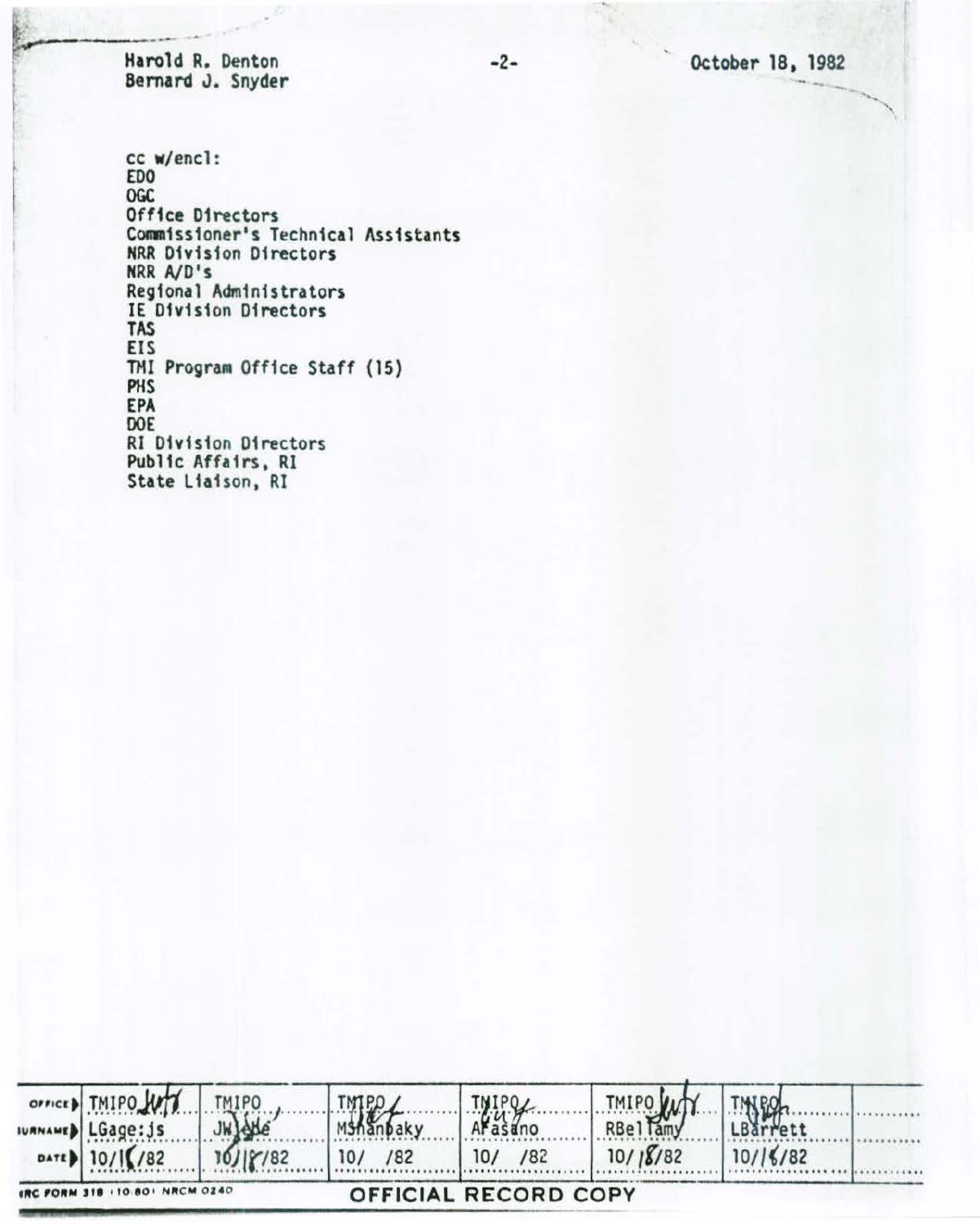Harold R. Denton
Bernard J. Snyder

October 18, 1982

cc w/encl:
EDO
OGC
Office Directors
Commissioner's Technical Assistants
NRR Division Directors
NRR A/D's
Regional Administrators
IE Division Directors
TAS
EIS
TMI Program Office Staff (15)
PHS
EPA
DOE
RI Division Directors
Public Affairs, RI
State Liaison, RI

| OFFICE | TMIPO | TMIPO | TMIPO | TMIPO | TMIPO | TMIPO | |
|---|---|---|---|---|---|---|---|
| SURNAME | LGage:js | JWade | MShanbaky | AAsano | RBellamy | LBarrett | |
| DATE | 10/1(/82 | 10/18/82 | 10/ /82 | 10/ /82 | 10/18/82 | 10/1(/82 | |

NRC FORM 318 (10-80) NRCM 0240

OFFICIAL RECORD COPY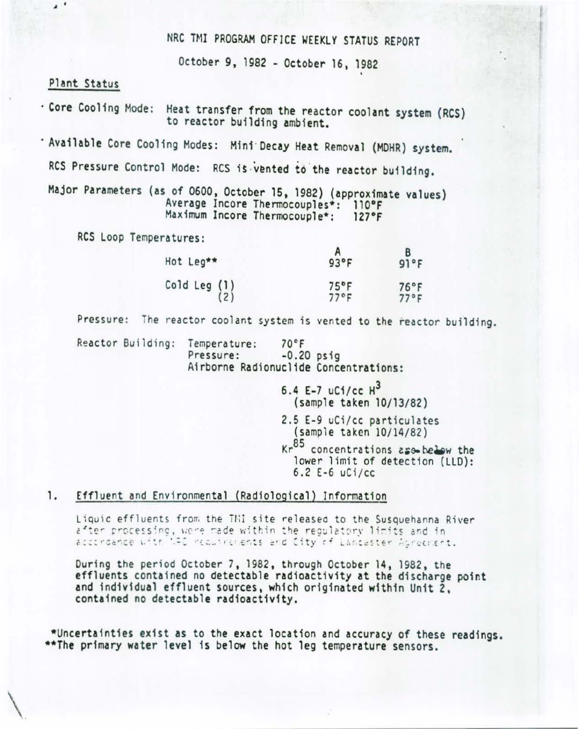NRC TMI PROGRAM OFFICE WEEKLY STATUS REPORT

October 9, 1982 - October 16, 1982

## Plant Status

- Core Cooling Mode: Heat transfer from the reactor coolant system (RCS) to reactor building ambient.
- Available Core Cooling Modes: Mini Decay Heat Removal (MDHR) system.

RCS Pressure Control Mode: RCS is vented to the reactor building.

Major Parameters (as of 0600, October 15, 1982) (approximate values)
Average Incore Thermocouples*: 110°F
Maximum Incore Thermocouple*: 127°F

RCS Loop Temperatures:

| | A | B |
|---|---|---|
| Hot Leg** | 93°F | 91°F |
| Cold Leg (1) | 75°F | 76°F |
| (2) | 77°F | 77°F |

Pressure: The reactor coolant system is vented to the reactor building.

Reactor Building: Temperature: 70°F
Pressure: -0.20 psig
Airborne Radionuclide Concentrations:

6.4 E-7 uCi/cc $H^3$
(sample taken 10/13/82)

2.5 E-9 uCi/cc particulates
(sample taken 10/14/82)

$Kr^{85}$ concentrations are below the lower limit of detection (LLD): 6.2 E-6 uCi/cc

## 1. Effluent and Environmental (Radiological) Information

Liquid effluents from the TMI site released to the Susquehanna River after processing, were made within the regulatory limits and in accordance with NRC requirements and City of Lancaster Agreement.

During the period October 7, 1982, through October 14, 1982, the effluents contained no detectable radioactivity at the discharge point and individual effluent sources, which originated within Unit 2, contained no detectable radioactivity.

*Uncertainties exist as to the exact location and accuracy of these readings.
**The primary water level is below the hot leg temperature sensors.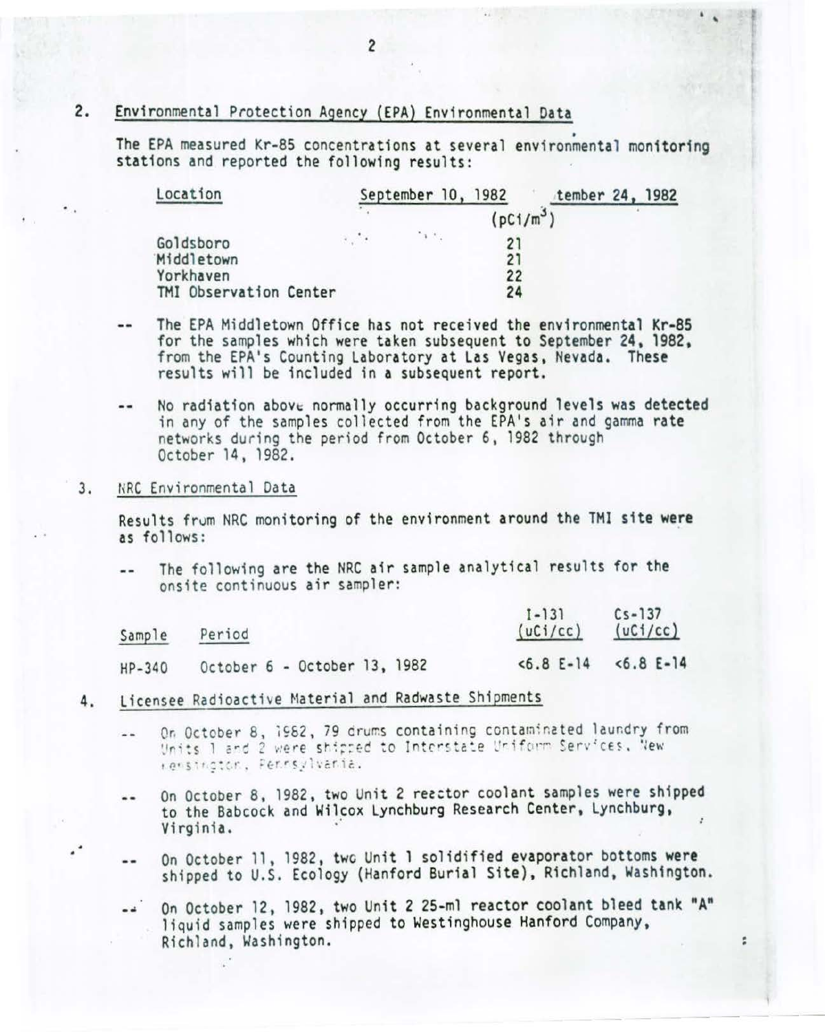2. Environmental Protection Agency (EPA) Environmental Data

The EPA measured Kr-85 concentrations at several environmental monitoring stations and reported the following results:

| Location | September 10, 1982 tember 24, 1982 ($pCi/m^3$) |
|---|---|
| Goldsboro | 21 |
| Middletown | 21 |
| Yorkhaven | 22 |
| TMI Observation Center | 24 |

-- The EPA Middletown Office has not received the environmental Kr-85 for the samples which were taken subsequent to September 24, 1982, from the EPA's Counting Laboratory at Las Vegas, Nevada. These results will be included in a subsequent report.

-- No radiation above normally occurring background levels was detected in any of the samples collected from the EPA's air and gamma rate networks during the period from October 6, 1982 through October 14, 1982.

3. NRC Environmental Data

Results from NRC monitoring of the environment around the TMI site were as follows:

-- The following are the NRC air sample analytical results for the onsite continuous air sampler:

| Sample | Period | I-131 (uCi/cc) | Cs-137 (uCi/cc) |
|---|---|---|---|
| HP-340 | October 6 - October 13, 1982 | <6.8 E-14 | <6.8 E-14 |

4. Licensee Radioactive Material and Radwaste Shipments

-- On October 8, 1982, 79 drums containing contaminated laundry from Units 1 and 2 were shipped to Interstate Uniform Services, New Kensington, Pennsylvania.

-- On October 8, 1982, two Unit 2 reactor coolant samples were shipped to the Babcock and Wilcox Lynchburg Research Center, Lynchburg, Virginia.

-- On October 11, 1982, two Unit 1 solidified evaporator bottoms were shipped to U.S. Ecology (Hanford Burial Site), Richland, Washington.

-- On October 12, 1982, two Unit 2 25-ml reactor coolant bleed tank "A" liquid samples were shipped to Westinghouse Hanford Company, Richland, Washington.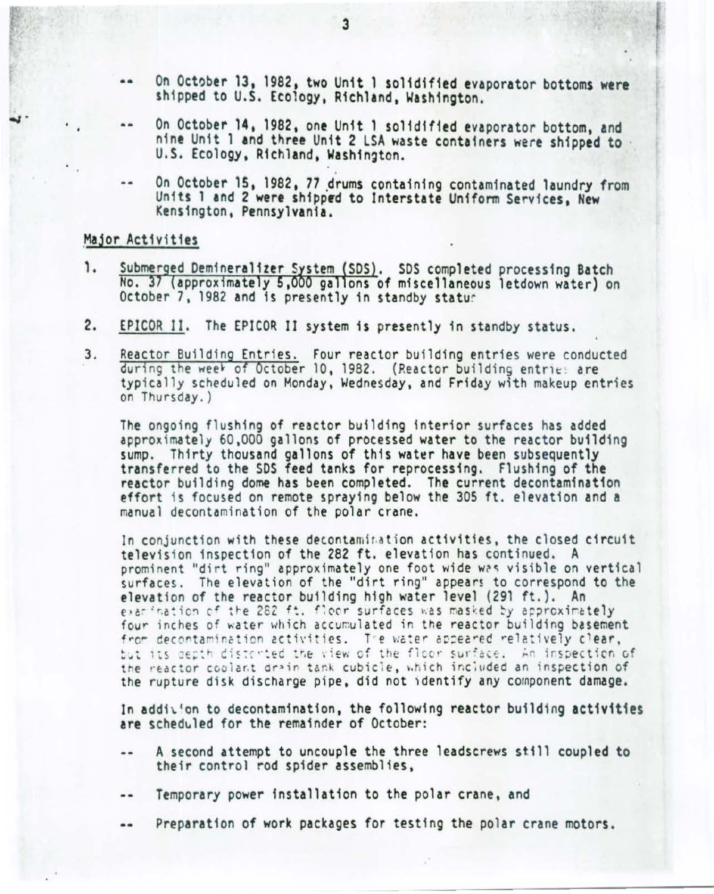-- On October 13, 1982, two Unit 1 solidified evaporator bottoms were shipped to U.S. Ecology, Richland, Washington.

-- On October 14, 1982, one Unit 1 solidified evaporator bottom, and nine Unit 1 and three Unit 2 LSA waste containers were shipped to U.S. Ecology, Richland, Washington.

-- On October 15, 1982, 77 drums containing contaminated laundry from Units 1 and 2 were shipped to Interstate Uniform Services, New Kensington, Pennsylvania.

## Major Activities

1. Submerged Demineralizer System (SDS). SDS completed processing Batch No. 37 (approximately 5,000 gallons of miscellaneous letdown water) on October 7, 1982 and is presently in standby status

2. EPICOR II. The EPICOR II system is presently in standby status.

3. Reactor Building Entries. Four reactor building entries were conducted during the week of October 10, 1982. (Reactor building entries are typically scheduled on Monday, Wednesday, and Friday with makeup entries on Thursday.)

   The ongoing flushing of reactor building interior surfaces has added approximately 60,000 gallons of processed water to the reactor building sump. Thirty thousand gallons of this water have been subsequently transferred to the SDS feed tanks for reprocessing. Flushing of the reactor building dome has been completed. The current decontamination effort is focused on remote spraying below the 305 ft. elevation and a manual decontamination of the polar crane.

   In conjunction with these decontamination activities, the closed circuit television inspection of the 282 ft. elevation has continued. A prominent "dirt ring" approximately one foot wide was visible on vertical surfaces. The elevation of the "dirt ring" appears to correspond to the elevation of the reactor building high water level (291 ft.). An examination of the 282 ft. floor surfaces was masked by approximately four inches of water which accumulated in the reactor building basement from decontamination activities. The water appeared relatively clear, but its depth distorted the view of the floor surface. An inspection of the reactor coolant drain tank cubicle, which included an inspection of the rupture disk discharge pipe, did not identify any component damage.

   In addition to decontamination, the following reactor building activities are scheduled for the remainder of October:

   -- A second attempt to uncouple the three leadscrews still coupled to their control rod spider assemblies,

   -- Temporary power installation to the polar crane, and

   -- Preparation of work packages for testing the polar crane motors.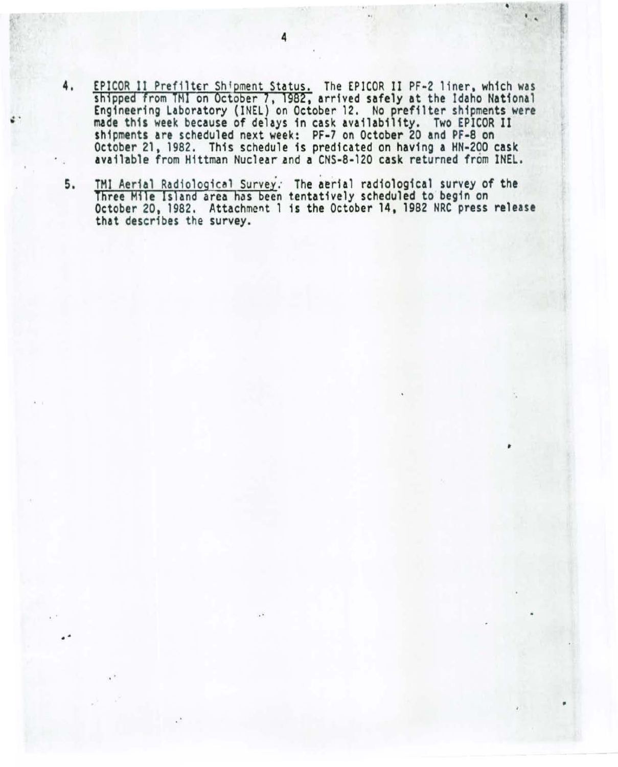4. <u>EPICOR II Prefilter Shipment Status.</u> The EPICOR II PF-2 liner, which was shipped from TMI on October 7, 1982, arrived safely at the Idaho National Engineering Laboratory (INEL) on October 12. No prefilter shipments were made this week because of delays in cask availability. Two EPICOR II shipments are scheduled next week: PF-7 on October 20 and PF-8 on October 21, 1982. This schedule is predicated on having a HN-200 cask available from Hittman Nuclear and a CNS-8-120 cask returned from INEL.

5. <u>TMI Aerial Radiological Survey.</u> The aerial radiological survey of the Three Mile Island area has been tentatively scheduled to begin on October 20, 1982. Attachment 1 is the October 14, 1982 NRC press release that describes the survey.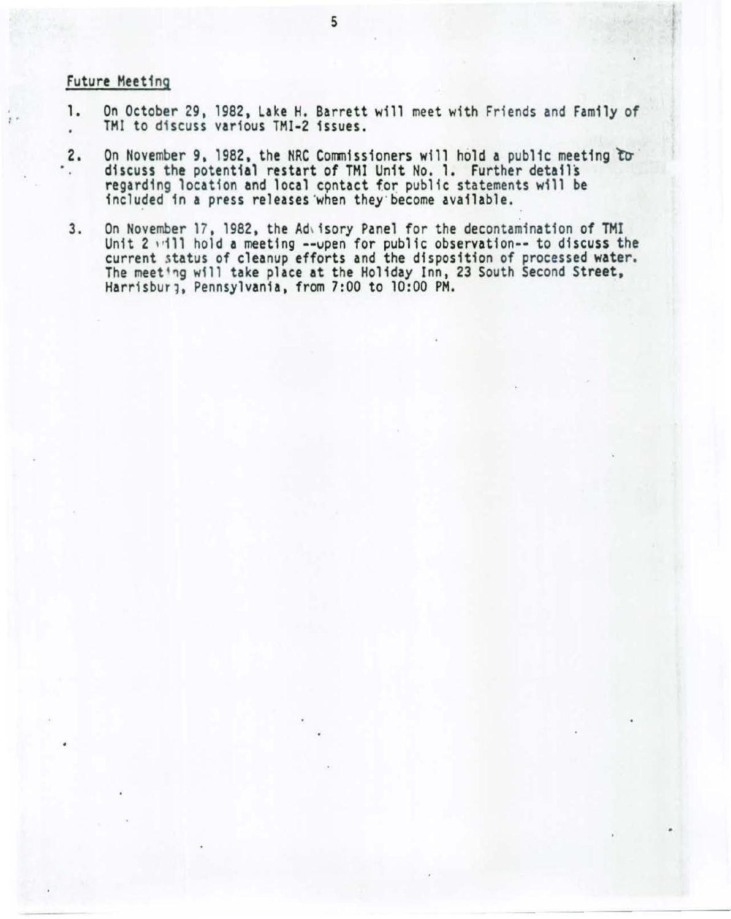## Future Meeting

1. On October 29, 1982, Lake H. Barrett will meet with Friends and Family of TMI to discuss various TMI-2 issues.

2. On November 9, 1982, the NRC Commissioners will hold a public meeting to discuss the potential restart of TMI Unit No. 1. Further details regarding location and local contact for public statements will be included in a press releases when they become available.

3. On November 17, 1982, the Advisory Panel for the decontamination of TMI Unit 2 will hold a meeting --open for public observation-- to discuss the current status of cleanup efforts and the disposition of processed water. The meeting will take place at the Holiday Inn, 23 South Second Street, Harrisburg, Pennsylvania, from 7:00 to 10:00 PM.